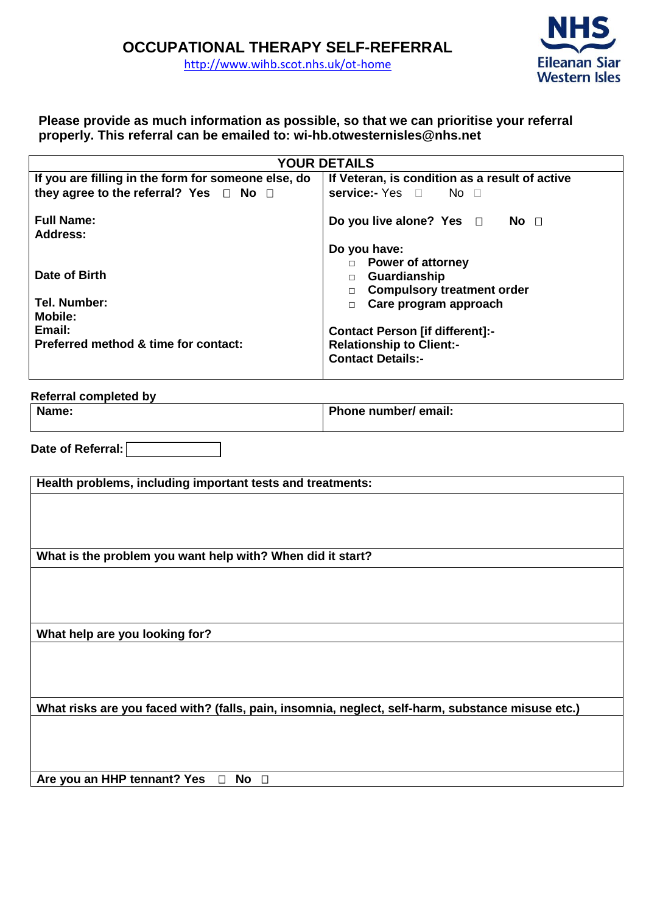# OCCUPATIONAL THERAPY SELF-REFERRAL

http://www.wihb.scot.nhs.uk/ot-home

NHS Eileanan Siar Western Isles

**Please provide as much information as possible, so that we can prioritise your referral properly. This referral can be emailed to: wi-hb.otwesternisles@nhs.net**

| YOUR DETAILS | |
|---|---|
| **If you are filling in the form for someone else, do they agree to the referral? Yes □ No □** | **If Veteran, is condition as a result of active service:-** Yes □ No □ |
| **Full Name:**<br>**Address:**<br><br>**Date of Birth**<br><br>**Tel. Number:**<br>**Mobile:**<br>**Email:**<br>**Preferred method & time for contact:** | **Do you live alone? Yes □ No □**<br><br>**Do you have:**<br>□ **Power of attorney**<br>□ **Guardianship**<br>□ **Compulsory treatment order**<br>□ **Care program approach**<br><br>**Contact Person [if different]:-**<br>**Relationship to Client:-**<br>**Contact Details:-** |

**Referral completed by**

| Name: | Phone number/ email: |
|---|---|
| | |

**Date of Referral:**

| Health problems, including important tests and treatments: |
|---|
| |
| **What is the problem you want help with? When did it start?** |
| |
| **What help are you looking for?** |
| |
| **What risks are you faced with? (falls, pain, insomnia, neglect, self-harm, substance misuse etc.)** |
| |
| **Are you an HHP tennant? Yes □ No □** |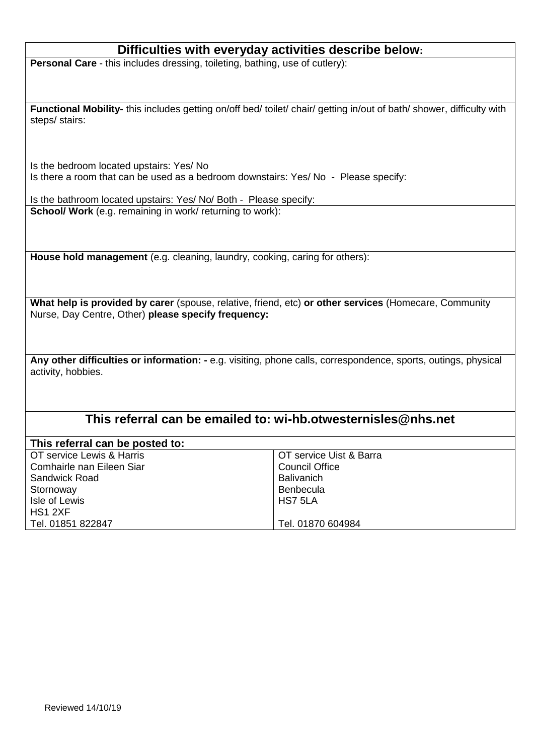## Difficulties with everyday activities describe below:

**Personal Care** - this includes dressing, toileting, bathing, use of cutlery):

**Functional Mobility-** this includes getting on/off bed/ toilet/ chair/ getting in/out of bath/ shower, difficulty with steps/ stairs:

Is the bedroom located upstairs: Yes/ No

Is there a room that can be used as a bedroom downstairs: Yes/ No - Please specify:

Is the bathroom located upstairs: Yes/ No/ Both - Please specify:

**School/ Work** (e.g. remaining in work/ returning to work):

**House hold management** (e.g. cleaning, laundry, cooking, caring for others):

**What help is provided by carer** (spouse, relative, friend, etc) **or other services** (Homecare, Community Nurse, Day Centre, Other) **please specify frequency:**

**Any other difficulties or information: -** e.g. visiting, phone calls, correspondence, sports, outings, physical activity, hobbies.

## This referral can be emailed to: wi-hb.otwesternisles@nhs.net

**This referral can be posted to:**

| | |
|---|---|
| OT service Lewis & Harris<br>Comhairle nan Eileen Siar<br>Sandwick Road<br>Stornoway<br>Isle of Lewis<br>HS1 2XF<br>Tel. 01851 822847 | OT service Uist & Barra<br>Council Office<br>Balivanich<br>Benbecula<br>HS7 5LA<br><br>Tel. 01870 604984 |

Reviewed 14/10/19